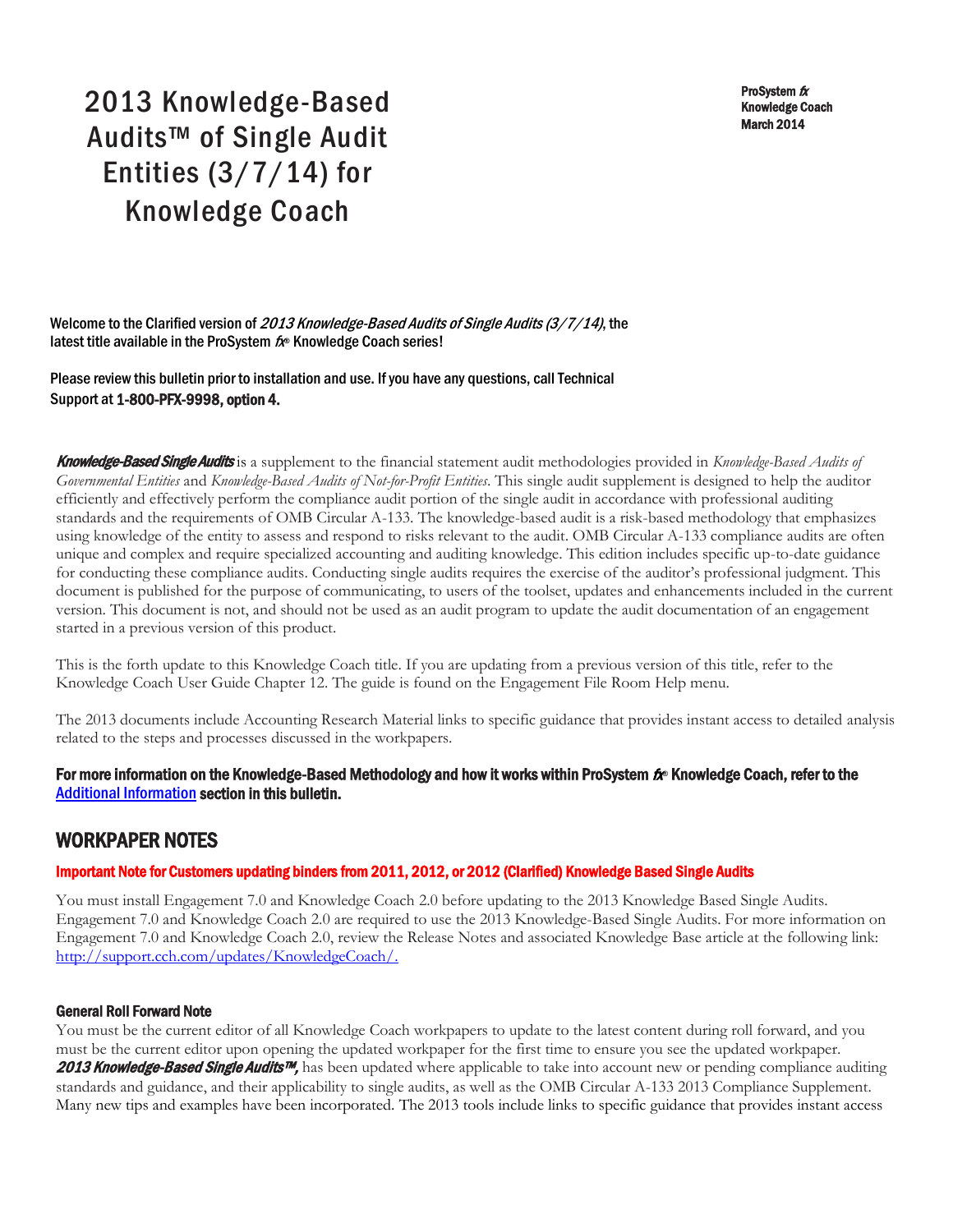# 2013 Knowledge-Based Audits™ of Single Audit Entities (3/7/14) for Knowledge Coach

**ProSystem *fx***
**Knowledge Coach**
**March 2014**

Welcome to the Clarified version of *2013 Knowledge-Based Audits of Single Audits (3/7/14)*, the latest title available in the ProSystem *fx*® Knowledge Coach series!

Please review this bulletin prior to installation and use. If you have any questions, call Technical Support at **1-800-PFX-9998, option 4.**

***Knowledge-Based Single Audits*** is a supplement to the financial statement audit methodologies provided in *Knowledge-Based Audits of Governmental Entities* and *Knowledge-Based Audits of Not-for-Profit Entities*. This single audit supplement is designed to help the auditor efficiently and effectively perform the compliance audit portion of the single audit in accordance with professional auditing standards and the requirements of OMB Circular A-133. The knowledge-based audit is a risk-based methodology that emphasizes using knowledge of the entity to assess and respond to risks relevant to the audit. OMB Circular A-133 compliance audits are often unique and complex and require specialized accounting and auditing knowledge. This edition includes specific up-to-date guidance for conducting these compliance audits. Conducting single audits requires the exercise of the auditor's professional judgment. This document is published for the purpose of communicating, to users of the toolset, updates and enhancements included in the current version. This document is not, and should not be used as an audit program to update the audit documentation of an engagement started in a previous version of this product.

This is the forth update to this Knowledge Coach title. If you are updating from a previous version of this title, refer to the Knowledge Coach User Guide Chapter 12. The guide is found on the Engagement File Room Help menu.

The 2013 documents include Accounting Research Material links to specific guidance that provides instant access to detailed analysis related to the steps and processes discussed in the workpapers.

**For more information on the Knowledge-Based Methodology and how it works within ProSystem *fx*® Knowledge Coach, refer to the [Additional Information] section in this bulletin.**

## WORKPAPER NOTES

### Important Note for Customers updating binders from 2011, 2012, or 2012 (Clarified) Knowledge Based Single Audits

You must install Engagement 7.0 and Knowledge Coach 2.0 before updating to the 2013 Knowledge Based Single Audits. Engagement 7.0 and Knowledge Coach 2.0 are required to use the 2013 Knowledge-Based Single Audits. For more information on Engagement 7.0 and Knowledge Coach 2.0, review the Release Notes and associated Knowledge Base article at the following link: http://support.cch.com/updates/KnowledgeCoach/.

### General Roll Forward Note

You must be the current editor of all Knowledge Coach workpapers to update to the latest content during roll forward, and you must be the current editor upon opening the updated workpaper for the first time to ensure you see the updated workpaper. ***2013 Knowledge-Based Single Audits™,*** has been updated where applicable to take into account new or pending compliance auditing standards and guidance, and their applicability to single audits, as well as the OMB Circular A-133 2013 Compliance Supplement. Many new tips and examples have been incorporated. The 2013 tools include links to specific guidance that provides instant access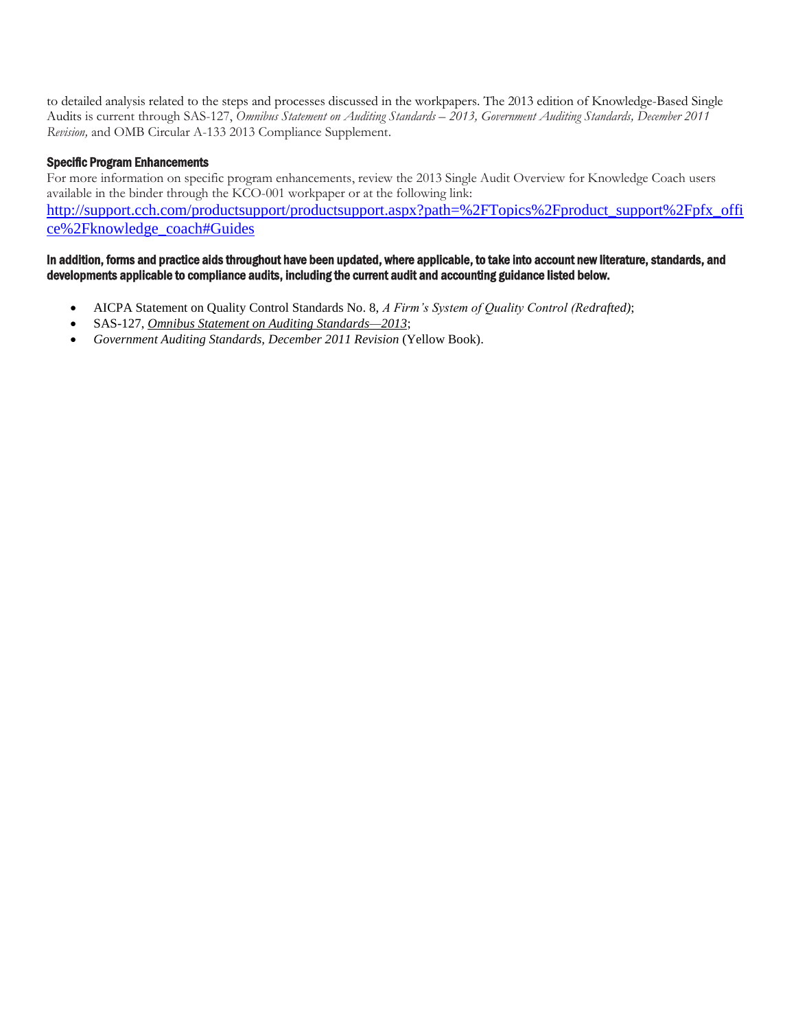to detailed analysis related to the steps and processes discussed in the workpapers. The 2013 edition of Knowledge-Based Single Audits is current through SAS-127, *Omnibus Statement on Auditing Standards – 2013, Government Auditing Standards, December 2011 Revision,* and OMB Circular A-133 2013 Compliance Supplement.

### Specific Program Enhancements

For more information on specific program enhancements, review the 2013 Single Audit Overview for Knowledge Coach users available in the binder through the KCO-001 workpaper or at the following link:
http://support.cch.com/productsupport/productsupport.aspx?path=%2FTopics%2Fproduct_support%2Fpfx_office%2Fknowledge_coach#Guides

**In addition, forms and practice aids throughout have been updated, where applicable, to take into account new literature, standards, and developments applicable to compliance audits, including the current audit and accounting guidance listed below.**

- AICPA Statement on Quality Control Standards No. 8, *A Firm's System of Quality Control (Redrafted)*;
- SAS-127, *Omnibus Statement on Auditing Standards—2013*;
- *Government Auditing Standards, December 2011 Revision* (Yellow Book).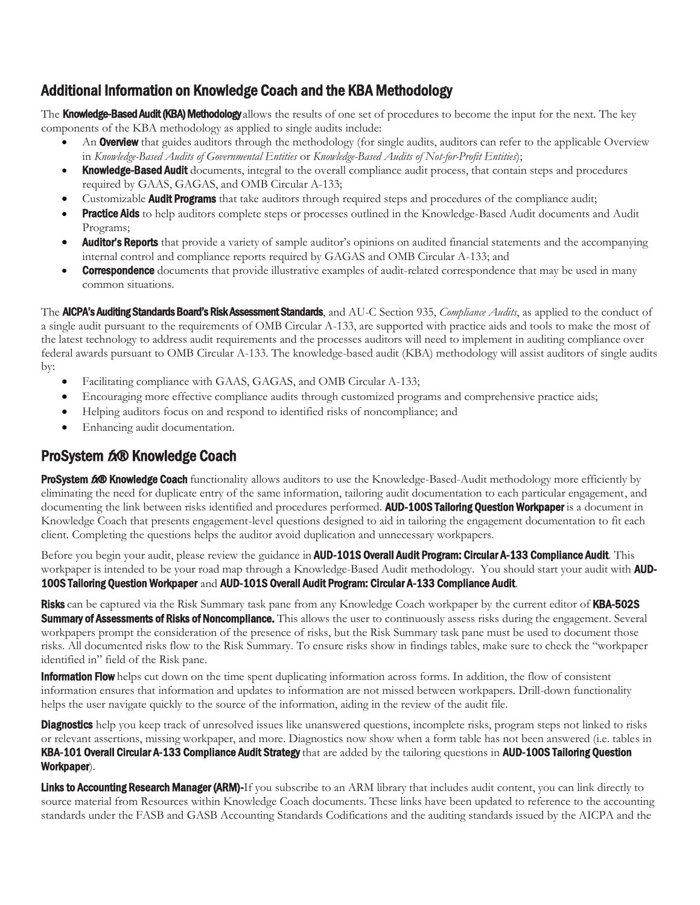## Additional Information on Knowledge Coach and the KBA Methodology

The **Knowledge-Based Audit (KBA) Methodology** allows the results of one set of procedures to become the input for the next. The key components of the KBA methodology as applied to single audits include:

- An **Overview** that guides auditors through the methodology (for single audits, auditors can refer to the applicable Overview in *Knowledge-Based Audits of Governmental Entities* or *Knowledge-Based Audits of Not-for-Profit Entities*);
- **Knowledge-Based Audit** documents, integral to the overall compliance audit process, that contain steps and procedures required by GAAS, GAGAS, and OMB Circular A-133;
- Customizable **Audit Programs** that take auditors through required steps and procedures of the compliance audit;
- **Practice Aids** to help auditors complete steps or processes outlined in the Knowledge-Based Audit documents and Audit Programs;
- **Auditor's Reports** that provide a variety of sample auditor's opinions on audited financial statements and the accompanying internal control and compliance reports required by GAGAS and OMB Circular A-133; and
- **Correspondence** documents that provide illustrative examples of audit-related correspondence that may be used in many common situations.

The **AICPA's Auditing Standards Board's Risk Assessment Standards**, and AU-C Section 935, *Compliance Audits*, as applied to the conduct of a single audit pursuant to the requirements of OMB Circular A-133, are supported with practice aids and tools to make the most of the latest technology to address audit requirements and the processes auditors will need to implement in auditing compliance over federal awards pursuant to OMB Circular A-133. The knowledge-based audit (KBA) methodology will assist auditors of single audits by:

- Facilitating compliance with GAAS, GAGAS, and OMB Circular A-133;
- Encouraging more effective compliance audits through customized programs and comprehensive practice aids;
- Helping auditors focus on and respond to identified risks of noncompliance; and
- Enhancing audit documentation.

## ProSystem *fx*® Knowledge Coach

**ProSystem *fx*® Knowledge Coach** functionality allows auditors to use the Knowledge-Based-Audit methodology more efficiently by eliminating the need for duplicate entry of the same information, tailoring audit documentation to each particular engagement, and documenting the link between risks identified and procedures performed. **AUD-100S Tailoring Question Workpaper** is a document in Knowledge Coach that presents engagement-level questions designed to aid in tailoring the engagement documentation to fit each client. Completing the questions helps the auditor avoid duplication and unnecessary workpapers.

Before you begin your audit, please review the guidance in **AUD-101S Overall Audit Program: Circular A-133 Compliance Audit**. This workpaper is intended to be your road map through a Knowledge-Based Audit methodology. You should start your audit with **AUD-100S Tailoring Question Workpaper** and **AUD-101S Overall Audit Program: Circular A-133 Compliance Audit**.

**Risks** can be captured via the Risk Summary task pane from any Knowledge Coach workpaper by the current editor of **KBA-502S Summary of Assessments of Risks of Noncompliance.** This allows the user to continuously assess risks during the engagement. Several workpapers prompt the consideration of the presence of risks, but the Risk Summary task pane must be used to document those risks. All documented risks flow to the Risk Summary. To ensure risks show in findings tables, make sure to check the "workpaper identified in" field of the Risk pane.

**Information Flow** helps cut down on the time spent duplicating information across forms. In addition, the flow of consistent information ensures that information and updates to information are not missed between workpapers. Drill-down functionality helps the user navigate quickly to the source of the information, aiding in the review of the audit file.

**Diagnostics** help you keep track of unresolved issues like unanswered questions, incomplete risks, program steps not linked to risks or relevant assertions, missing workpaper, and more. Diagnostics now show when a form table has not been answered (i.e. tables in **KBA-101 Overall Circular A-133 Compliance Audit Strategy** that are added by the tailoring questions in **AUD-100S Tailoring Question Workpaper**).

**Links to Accounting Research Manager (ARM)-**If you subscribe to an ARM library that includes audit content, you can link directly to source material from Resources within Knowledge Coach documents. These links have been updated to reference to the accounting standards under the FASB and GASB Accounting Standards Codifications and the auditing standards issued by the AICPA and the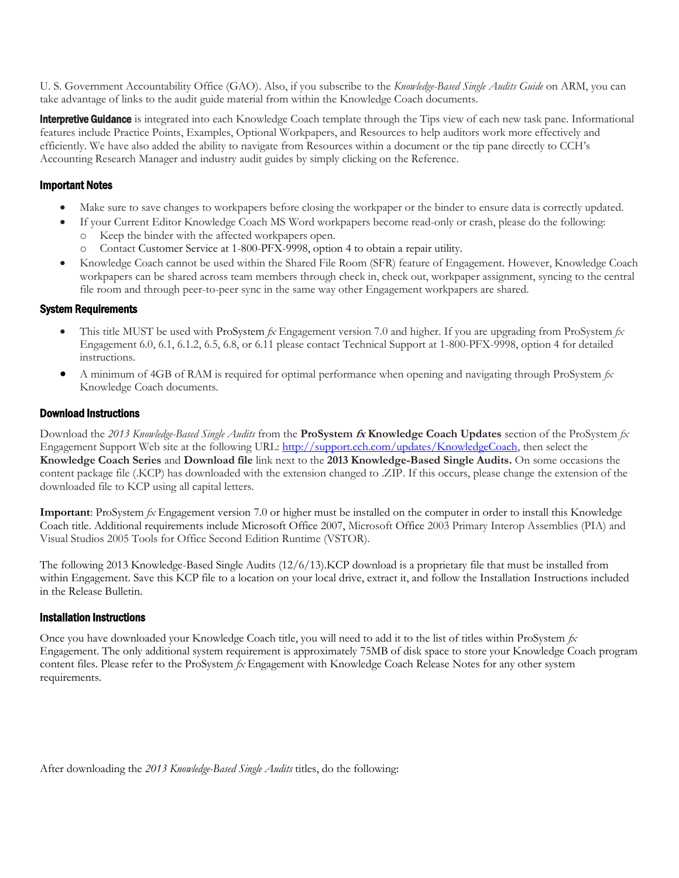U. S. Government Accountability Office (GAO). Also, if you subscribe to the *Knowledge-Based Single Audits Guide* on ARM, you can take advantage of links to the audit guide material from within the Knowledge Coach documents.

**Interpretive Guidance** is integrated into each Knowledge Coach template through the Tips view of each new task pane. Informational features include Practice Points, Examples, Optional Workpapers, and Resources to help auditors work more effectively and efficiently. We have also added the ability to navigate from Resources within a document or the tip pane directly to CCH's Accounting Research Manager and industry audit guides by simply clicking on the Reference.

### Important Notes

- Make sure to save changes to workpapers before closing the workpaper or the binder to ensure data is correctly updated.
- If your Current Editor Knowledge Coach MS Word workpapers become read-only or crash, please do the following:
  - Keep the binder with the affected workpapers open.
  - Contact Customer Service at 1-800-PFX-9998, option 4 to obtain a repair utility.
- Knowledge Coach cannot be used within the Shared File Room (SFR) feature of Engagement. However, Knowledge Coach workpapers can be shared across team members through check in, check out, workpaper assignment, syncing to the central file room and through peer-to-peer sync in the same way other Engagement workpapers are shared.

### System Requirements

- This title MUST be used with ProSystem *fx* Engagement version 7.0 and higher. If you are upgrading from ProSystem *fx* Engagement 6.0, 6.1, 6.1.2, 6.5, 6.8, or 6.11 please contact Technical Support at 1-800-PFX-9998, option 4 for detailed instructions.
- A minimum of 4GB of RAM is required for optimal performance when opening and navigating through ProSystem *fx* Knowledge Coach documents.

### Download Instructions

Download the *2013 Knowledge-Based Single Audits* from the **ProSystem *fx* Knowledge Coach Updates** section of the ProSystem *fx* Engagement Support Web site at the following URL: http://support.cch.com/updates/KnowledgeCoach, then select the **Knowledge Coach Series** and **Download file** link next to the **2013 Knowledge-Based Single Audits.** On some occasions the content package file (.KCP) has downloaded with the extension changed to .ZIP. If this occurs, please change the extension of the downloaded file to KCP using all capital letters.

**Important**: ProSystem *fx* Engagement version 7.0 or higher must be installed on the computer in order to install this Knowledge Coach title. Additional requirements include Microsoft Office 2007, Microsoft Office 2003 Primary Interop Assemblies (PIA) and Visual Studios 2005 Tools for Office Second Edition Runtime (VSTOR).

The following 2013 Knowledge-Based Single Audits (12/6/13).KCP download is a proprietary file that must be installed from within Engagement. Save this KCP file to a location on your local drive, extract it, and follow the Installation Instructions included in the Release Bulletin.

### Installation Instructions

Once you have downloaded your Knowledge Coach title, you will need to add it to the list of titles within ProSystem *fx* Engagement. The only additional system requirement is approximately 75MB of disk space to store your Knowledge Coach program content files. Please refer to the ProSystem *fx* Engagement with Knowledge Coach Release Notes for any other system requirements.

After downloading the *2013 Knowledge-Based Single Audits* titles, do the following: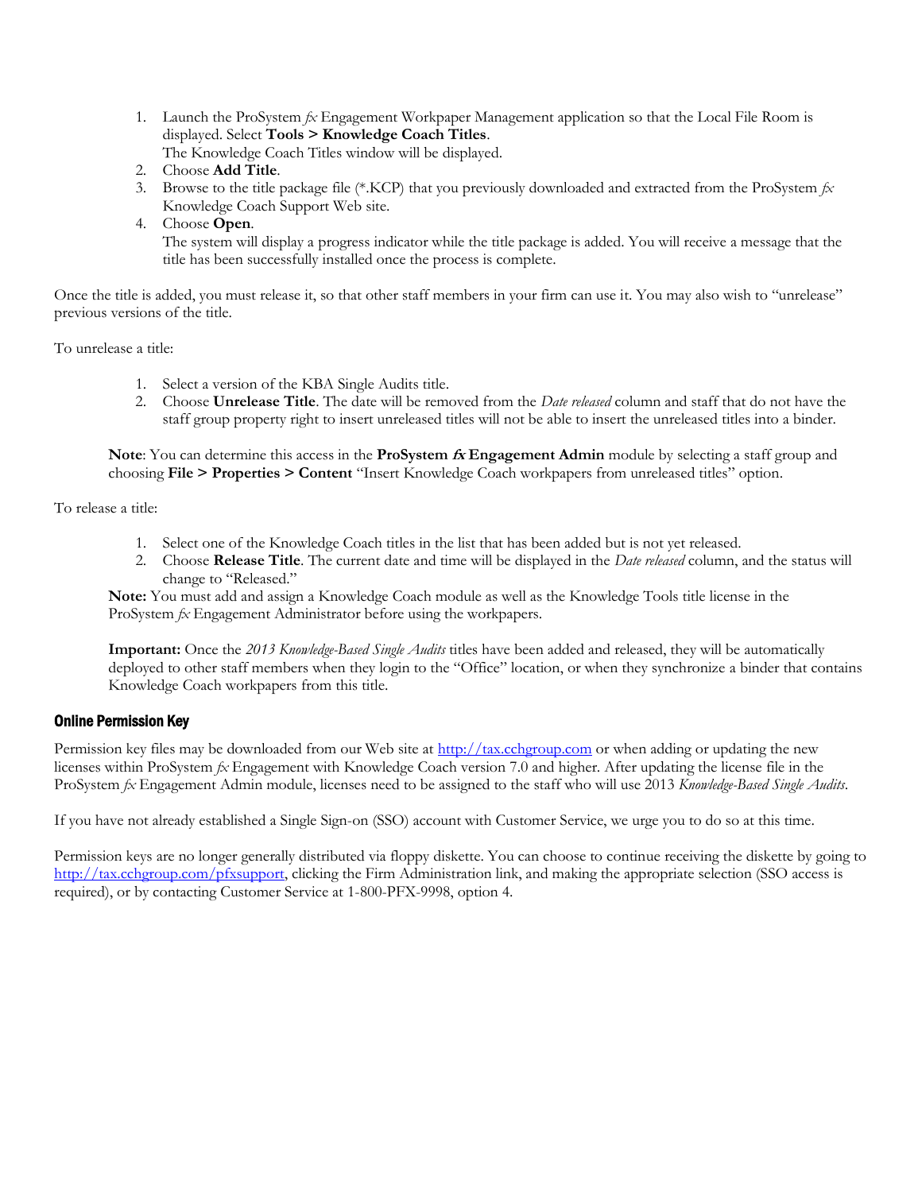1. Launch the ProSystem *fx* Engagement Workpaper Management application so that the Local File Room is displayed. Select **Tools > Knowledge Coach Titles**.
   The Knowledge Coach Titles window will be displayed.
2. Choose **Add Title**.
3. Browse to the title package file (*.KCP) that you previously downloaded and extracted from the ProSystem *fx* Knowledge Coach Support Web site.
4. Choose **Open**.
   The system will display a progress indicator while the title package is added. You will receive a message that the title has been successfully installed once the process is complete.

Once the title is added, you must release it, so that other staff members in your firm can use it. You may also wish to "unrelease" previous versions of the title.

To unrelease a title:

1. Select a version of the KBA Single Audits title.
2. Choose **Unrelease Title**. The date will be removed from the *Date released* column and staff that do not have the staff group property right to insert unreleased titles will not be able to insert the unreleased titles into a binder.

**Note**: You can determine this access in the **ProSystem *fx* Engagement Admin** module by selecting a staff group and choosing **File > Properties > Content** "Insert Knowledge Coach workpapers from unreleased titles" option.

To release a title:

1. Select one of the Knowledge Coach titles in the list that has been added but is not yet released.
2. Choose **Release Title**. The current date and time will be displayed in the *Date released* column, and the status will change to "Released."

**Note:** You must add and assign a Knowledge Coach module as well as the Knowledge Tools title license in the ProSystem *fx* Engagement Administrator before using the workpapers.

**Important:** Once the *2013 Knowledge-Based Single Audits* titles have been added and released, they will be automatically deployed to other staff members when they login to the "Office" location, or when they synchronize a binder that contains Knowledge Coach workpapers from this title.

### Online Permission Key

Permission key files may be downloaded from our Web site at http://tax.cchgroup.com or when adding or updating the new licenses within ProSystem *fx* Engagement with Knowledge Coach version 7.0 and higher. After updating the license file in the ProSystem *fx* Engagement Admin module, licenses need to be assigned to the staff who will use 2013 *Knowledge-Based Single Audits*.

If you have not already established a Single Sign-on (SSO) account with Customer Service, we urge you to do so at this time.

Permission keys are no longer generally distributed via floppy diskette. You can choose to continue receiving the diskette by going to http://tax.cchgroup.com/pfxsupport, clicking the Firm Administration link, and making the appropriate selection (SSO access is required), or by contacting Customer Service at 1-800-PFX-9998, option 4.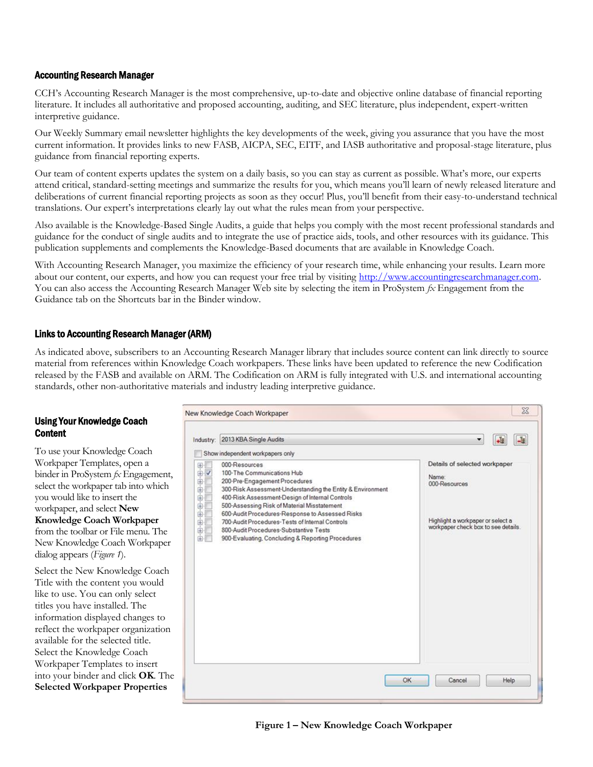## Accounting Research Manager

CCH's Accounting Research Manager is the most comprehensive, up-to-date and objective online database of financial reporting literature. It includes all authoritative and proposed accounting, auditing, and SEC literature, plus independent, expert-written interpretive guidance.

Our Weekly Summary email newsletter highlights the key developments of the week, giving you assurance that you have the most current information. It provides links to new FASB, AICPA, SEC, EITF, and IASB authoritative and proposal-stage literature, plus guidance from financial reporting experts.

Our team of content experts updates the system on a daily basis, so you can stay as current as possible. What's more, our experts attend critical, standard-setting meetings and summarize the results for you, which means you'll learn of newly released literature and deliberations of current financial reporting projects as soon as they occur! Plus, you'll benefit from their easy-to-understand technical translations. Our expert's interpretations clearly lay out what the rules mean from your perspective.

Also available is the Knowledge-Based Single Audits, a guide that helps you comply with the most recent professional standards and guidance for the conduct of single audits and to integrate the use of practice aids, tools, and other resources with its guidance. This publication supplements and complements the Knowledge-Based documents that are available in Knowledge Coach.

With Accounting Research Manager, you maximize the efficiency of your research time, while enhancing your results. Learn more about our content, our experts, and how you can request your free trial by visiting http://www.accountingresearchmanager.com. You can also access the Accounting Research Manager Web site by selecting the item in ProSystem *fx* Engagement from the Guidance tab on the Shortcuts bar in the Binder window.

## Links to Accounting Research Manager (ARM)

As indicated above, subscribers to an Accounting Research Manager library that includes source content can link directly to source material from references within Knowledge Coach workpapers. These links have been updated to reference the new Codification released by the FASB and available on ARM. The Codification on ARM is fully integrated with U.S. and international accounting standards, other non-authoritative materials and industry leading interpretive guidance.

## Using Your Knowledge Coach Content

To use your Knowledge Coach Workpaper Templates, open a binder in ProSystem *fx* Engagement, select the workpaper tab into which you would like to insert the workpaper, and select **New Knowledge Coach Workpaper** from the toolbar or File menu. The New Knowledge Coach Workpaper dialog appears (*Figure 1*).

Select the New Knowledge Coach Title with the content you would like to use. You can only select titles you have installed. The information displayed changes to reflect the workpaper organization available for the selected title. Select the Knowledge Coach Workpaper Templates to insert into your binder and click **OK**. The **Selected Workpaper Properties**

**Figure 1 – New Knowledge Coach Workpaper**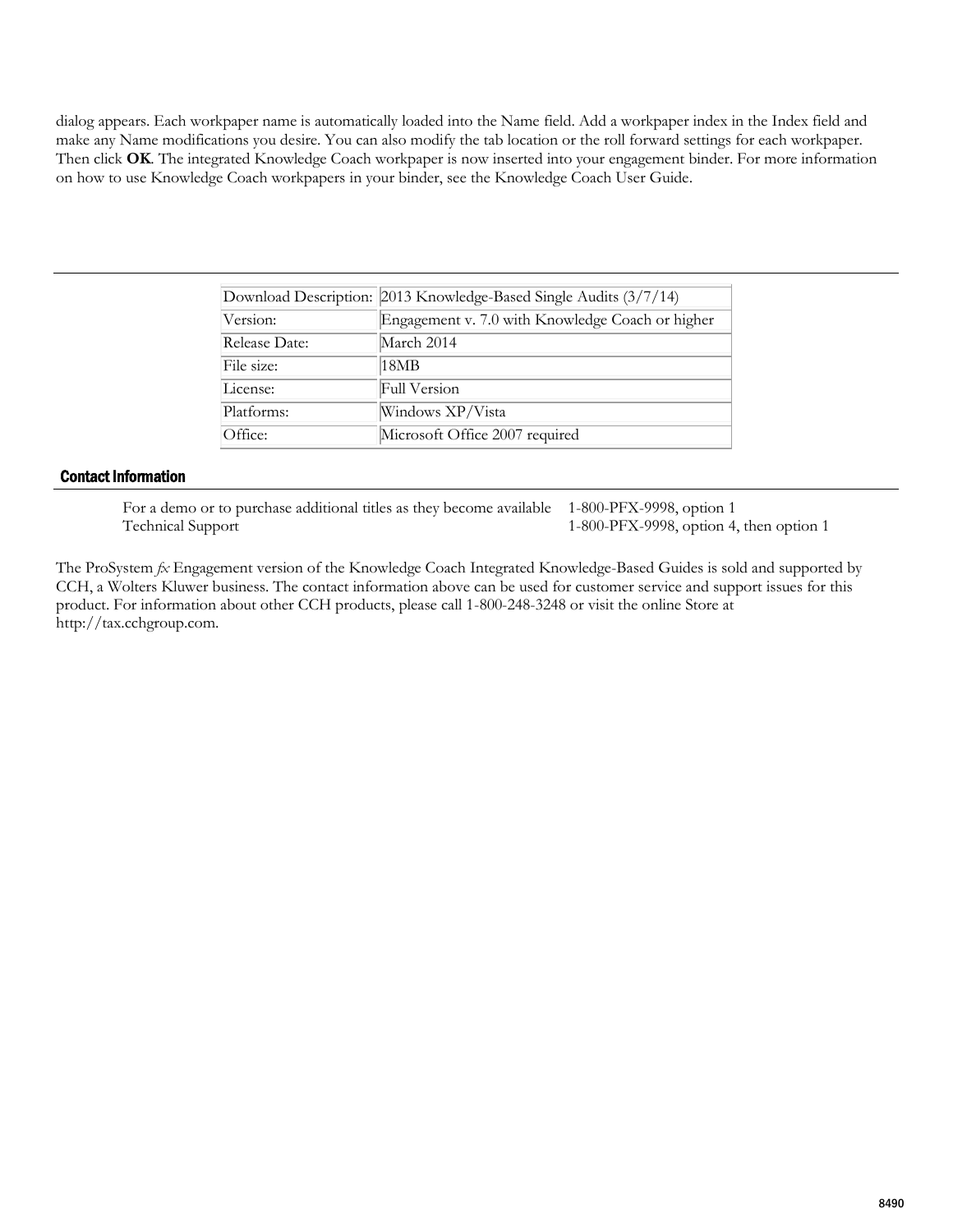dialog appears. Each workpaper name is automatically loaded into the Name field. Add a workpaper index in the Index field and make any Name modifications you desire. You can also modify the tab location or the roll forward settings for each workpaper. Then click **OK**. The integrated Knowledge Coach workpaper is now inserted into your engagement binder. For more information on how to use Knowledge Coach workpapers in your binder, see the Knowledge Coach User Guide.

---

| | |
|---|---|
| Download Description: | 2013 Knowledge-Based Single Audits (3/7/14) |
| Version: | Engagement v. 7.0 with Knowledge Coach or higher |
| Release Date: | March 2014 |
| File size: | 18MB |
| License: | Full Version |
| Platforms: | Windows XP/Vista |
| Office: | Microsoft Office 2007 required |

## Contact Information

| | |
|---|---|
| For a demo or to purchase additional titles as they become available | 1-800-PFX-9998, option 1 |
| Technical Support | 1-800-PFX-9998, option 4, then option 1 |

The ProSystem *fx* Engagement version of the Knowledge Coach Integrated Knowledge-Based Guides is sold and supported by CCH, a Wolters Kluwer business. The contact information above can be used for customer service and support issues for this product. For information about other CCH products, please call 1-800-248-3248 or visit the online Store at http://tax.cchgroup.com.